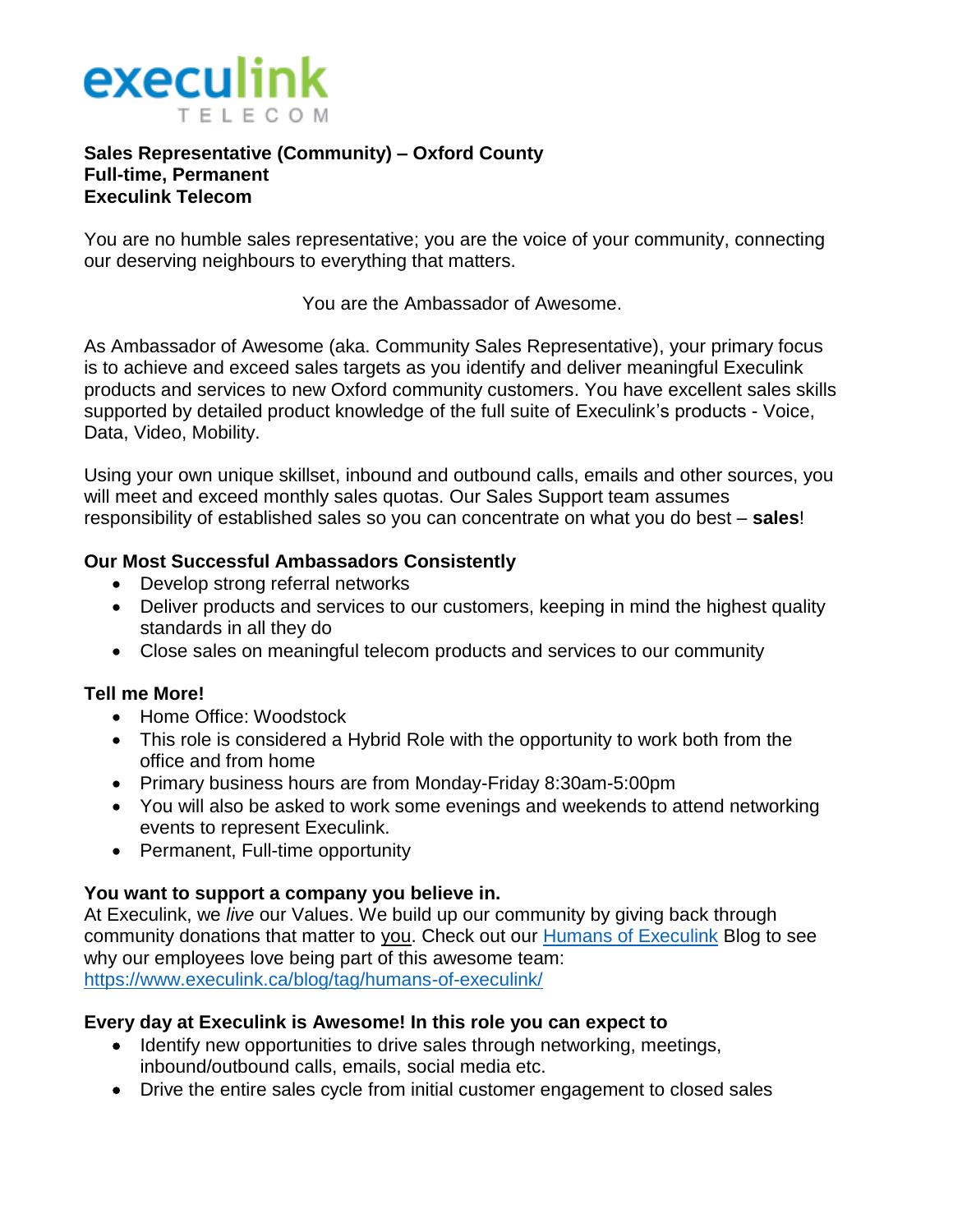execulink TELECOM

**Sales Representative (Community) – Oxford County**
**Full-time, Permanent**
**Execulink Telecom**

You are no humble sales representative; you are the voice of your community, connecting our deserving neighbours to everything that matters.

You are the Ambassador of Awesome.

As Ambassador of Awesome (aka. Community Sales Representative), your primary focus is to achieve and exceed sales targets as you identify and deliver meaningful Execulink products and services to new Oxford community customers. You have excellent sales skills supported by detailed product knowledge of the full suite of Execulink's products - Voice, Data, Video, Mobility.

Using your own unique skillset, inbound and outbound calls, emails and other sources, you will meet and exceed monthly sales quotas. Our Sales Support team assumes responsibility of established sales so you can concentrate on what you do best – **sales**!

**Our Most Successful Ambassadors Consistently**

- Develop strong referral networks
- Deliver products and services to our customers, keeping in mind the highest quality standards in all they do
- Close sales on meaningful telecom products and services to our community

**Tell me More!**

- Home Office: Woodstock
- This role is considered a Hybrid Role with the opportunity to work both from the office and from home
- Primary business hours are from Monday-Friday 8:30am-5:00pm
- You will also be asked to work some evenings and weekends to attend networking events to represent Execulink.
- Permanent, Full-time opportunity

**You want to support a company you believe in.**
At Execulink, we *live* our Values. We build up our community by giving back through community donations that matter to you. Check out our [Humans of Execulink](https://www.execulink.ca/blog/tag/humans-of-execulink/) Blog to see why our employees love being part of this awesome team: https://www.execulink.ca/blog/tag/humans-of-execulink/

**Every day at Execulink is Awesome! In this role you can expect to**

- Identify new opportunities to drive sales through networking, meetings, inbound/outbound calls, emails, social media etc.
- Drive the entire sales cycle from initial customer engagement to closed sales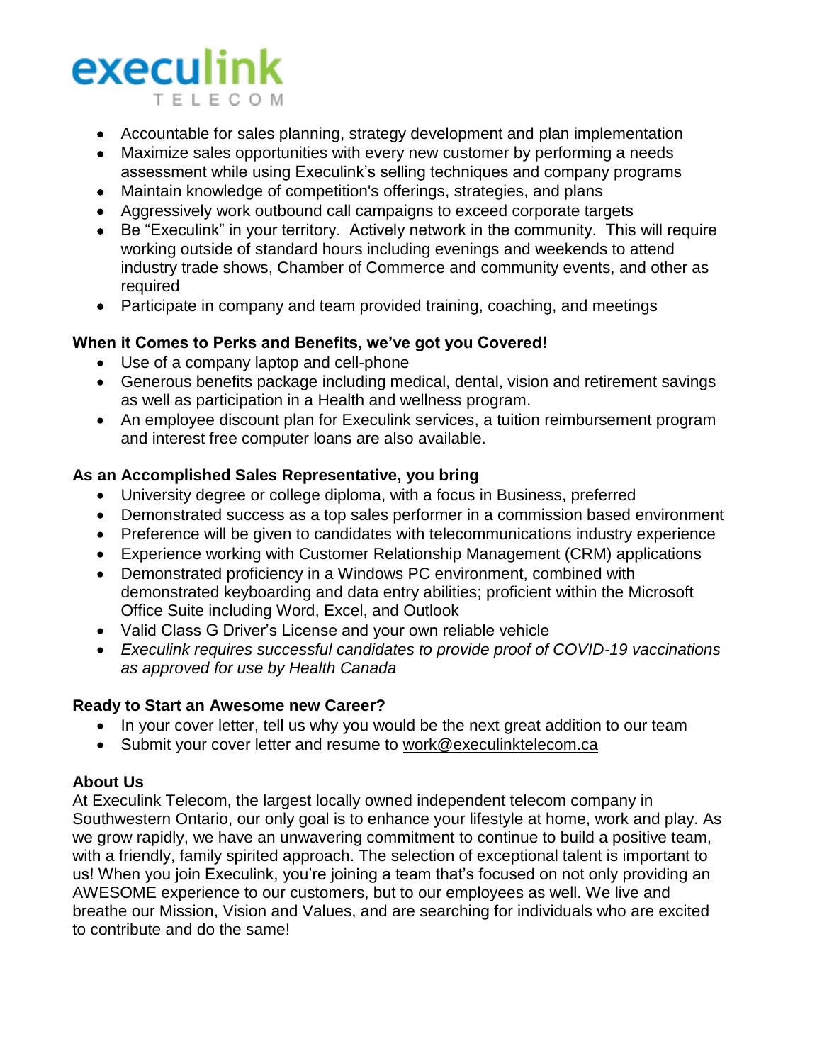- Accountable for sales planning, strategy development and plan implementation
- Maximize sales opportunities with every new customer by performing a needs assessment while using Execulink's selling techniques and company programs
- Maintain knowledge of competition's offerings, strategies, and plans
- Aggressively work outbound call campaigns to exceed corporate targets
- Be "Execulink" in your territory. Actively network in the community. This will require working outside of standard hours including evenings and weekends to attend industry trade shows, Chamber of Commerce and community events, and other as required
- Participate in company and team provided training, coaching, and meetings

**When it Comes to Perks and Benefits, we've got you Covered!**

- Use of a company laptop and cell-phone
- Generous benefits package including medical, dental, vision and retirement savings as well as participation in a Health and wellness program.
- An employee discount plan for Execulink services, a tuition reimbursement program and interest free computer loans are also available.

**As an Accomplished Sales Representative, you bring**

- University degree or college diploma, with a focus in Business, preferred
- Demonstrated success as a top sales performer in a commission based environment
- Preference will be given to candidates with telecommunications industry experience
- Experience working with Customer Relationship Management (CRM) applications
- Demonstrated proficiency in a Windows PC environment, combined with demonstrated keyboarding and data entry abilities; proficient within the Microsoft Office Suite including Word, Excel, and Outlook
- Valid Class G Driver's License and your own reliable vehicle
- *Execulink requires successful candidates to provide proof of COVID-19 vaccinations as approved for use by Health Canada*

**Ready to Start an Awesome new Career?**

- In your cover letter, tell us why you would be the next great addition to our team
- Submit your cover letter and resume to work@execulinktelecom.ca

**About Us**

At Execulink Telecom, the largest locally owned independent telecom company in Southwestern Ontario, our only goal is to enhance your lifestyle at home, work and play. As we grow rapidly, we have an unwavering commitment to continue to build a positive team, with a friendly, family spirited approach. The selection of exceptional talent is important to us! When you join Execulink, you're joining a team that's focused on not only providing an AWESOME experience to our customers, but to our employees as well. We live and breathe our Mission, Vision and Values, and are searching for individuals who are excited to contribute and do the same!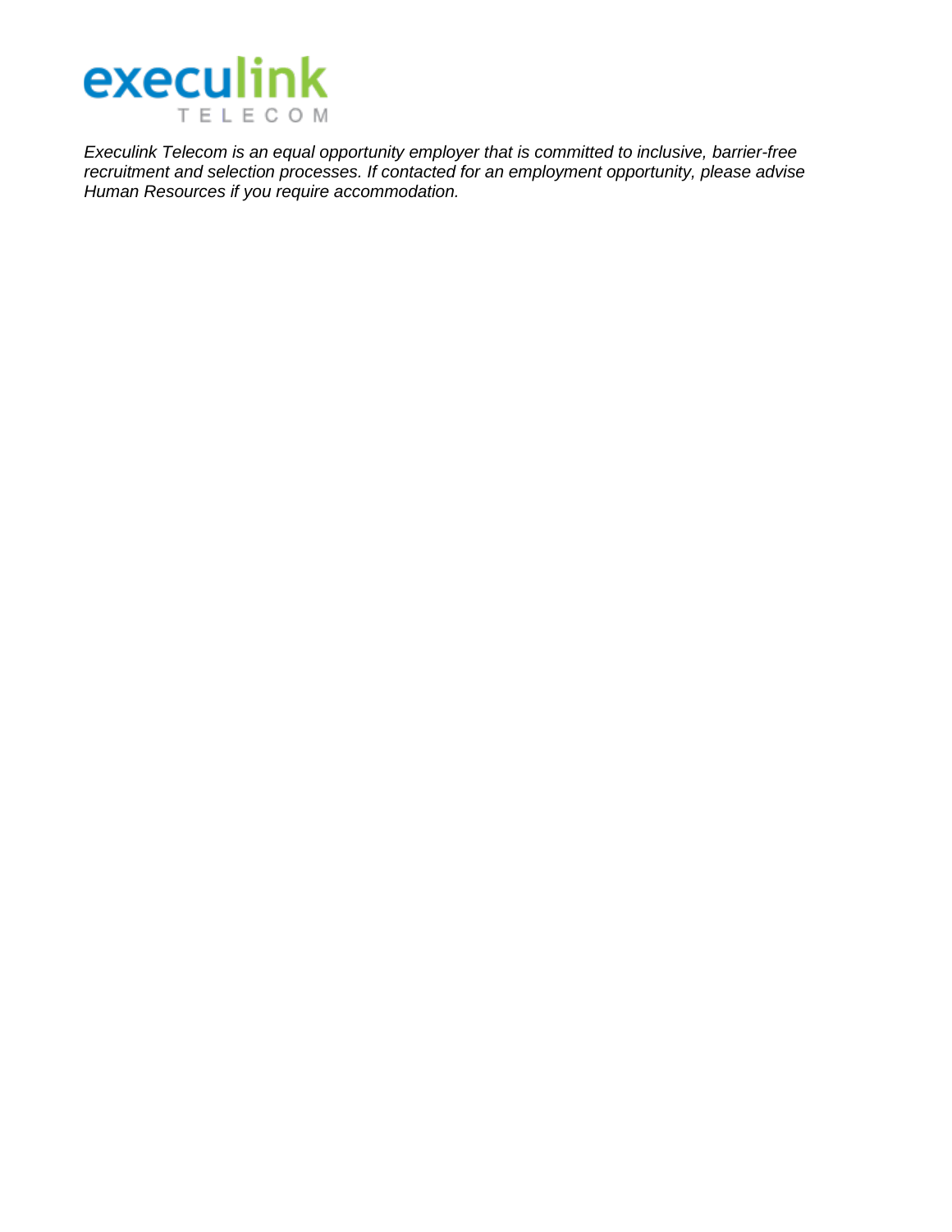*Execulink Telecom is an equal opportunity employer that is committed to inclusive, barrier-free recruitment and selection processes. If contacted for an employment opportunity, please advise Human Resources if you require accommodation.*